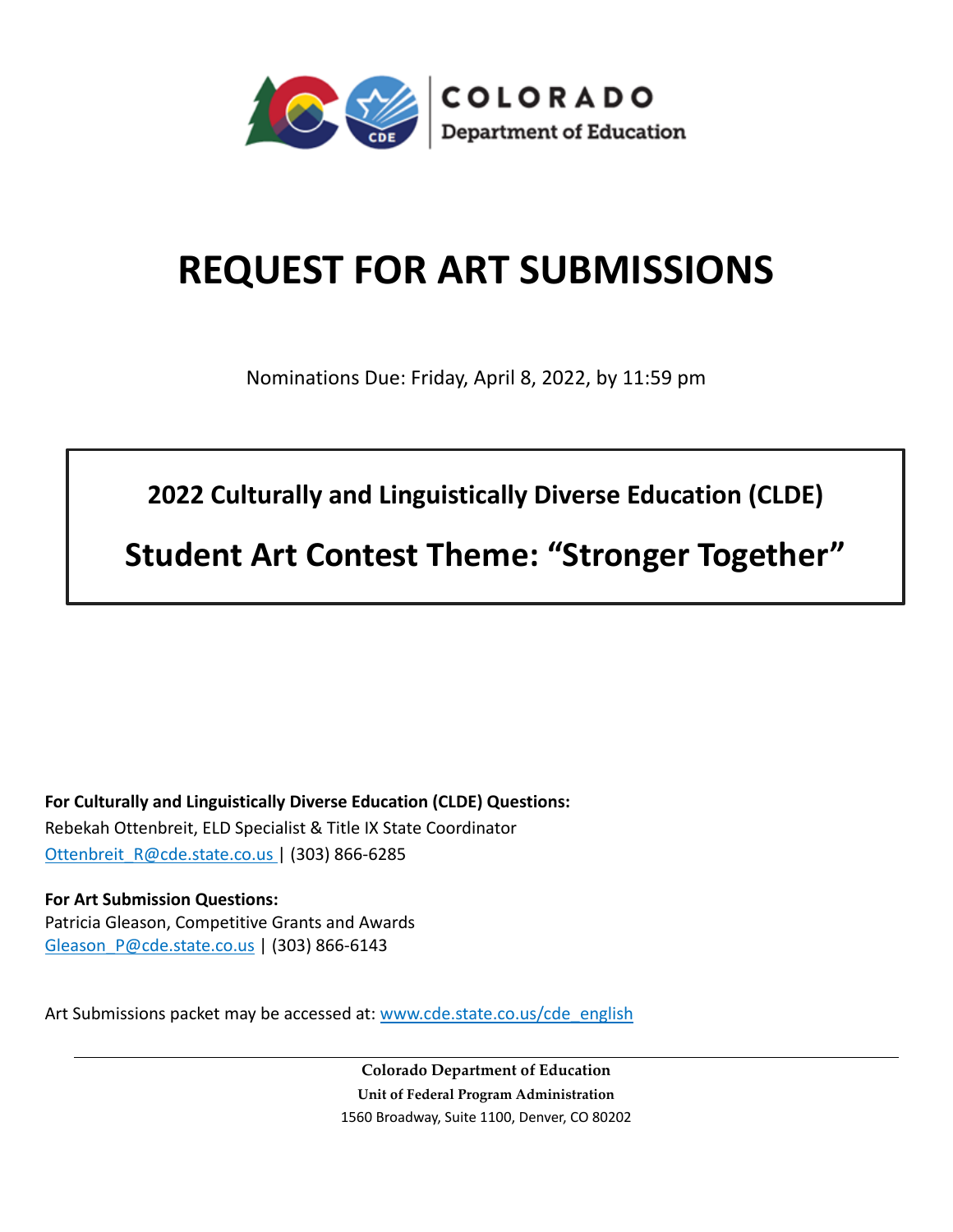COLORADO
Department of Education

# REQUEST FOR ART SUBMISSIONS

Nominations Due: Friday, April 8, 2022, by 11:59 pm

## 2022 Culturally and Linguistically Diverse Education (CLDE)

## Student Art Contest Theme: "Stronger Together"

**For Culturally and Linguistically Diverse Education (CLDE) Questions:**
Rebekah Ottenbreit, ELD Specialist & Title IX State Coordinator
Ottenbreit_R@cde.state.co.us | (303) 866-6285

**For Art Submission Questions:**
Patricia Gleason, Competitive Grants and Awards
Gleason_P@cde.state.co.us | (303) 866-6143

Art Submissions packet may be accessed at: www.cde.state.co.us/cde_english

**Colorado Department of Education**
**Unit of Federal Program Administration**
1560 Broadway, Suite 1100, Denver, CO 80202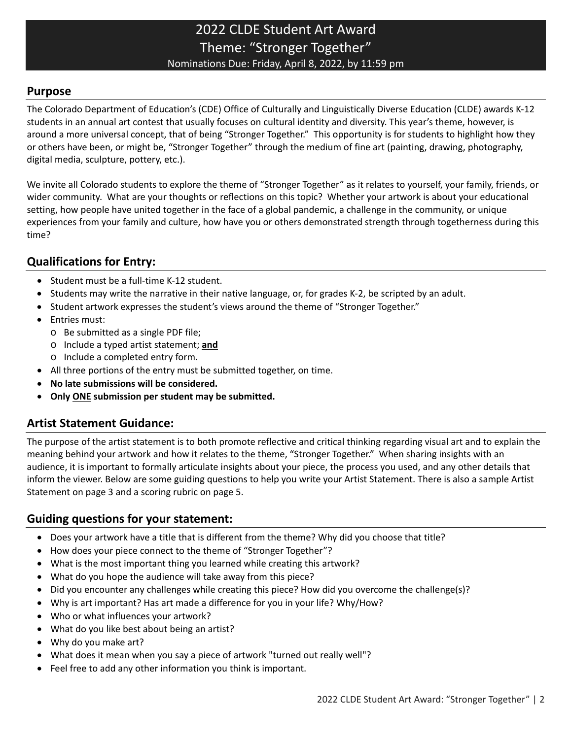# 2022 CLDE Student Art Award
## Theme: "Stronger Together"
Nominations Due: Friday, April 8, 2022, by 11:59 pm

## Purpose

The Colorado Department of Education's (CDE) Office of Culturally and Linguistically Diverse Education (CLDE) awards K-12 students in an annual art contest that usually focuses on cultural identity and diversity. This year's theme, however, is around a more universal concept, that of being "Stronger Together." This opportunity is for students to highlight how they or others have been, or might be, "Stronger Together" through the medium of fine art (painting, drawing, photography, digital media, sculpture, pottery, etc.).

We invite all Colorado students to explore the theme of "Stronger Together" as it relates to yourself, your family, friends, or wider community. What are your thoughts or reflections on this topic? Whether your artwork is about your educational setting, how people have united together in the face of a global pandemic, a challenge in the community, or unique experiences from your family and culture, how have you or others demonstrated strength through togetherness during this time?

## Qualifications for Entry:

- Student must be a full-time K-12 student.
- Students may write the narrative in their native language, or, for grades K-2, be scripted by an adult.
- Student artwork expresses the student's views around the theme of "Stronger Together."
- Entries must:
  - Be submitted as a single PDF file;
  - Include a typed artist statement; **and**
  - Include a completed entry form.
- All three portions of the entry must be submitted together, on time.
- **No late submissions will be considered.**
- **Only ONE submission per student may be submitted.**

## Artist Statement Guidance:

The purpose of the artist statement is to both promote reflective and critical thinking regarding visual art and to explain the meaning behind your artwork and how it relates to the theme, "Stronger Together." When sharing insights with an audience, it is important to formally articulate insights about your piece, the process you used, and any other details that inform the viewer. Below are some guiding questions to help you write your Artist Statement. There is also a sample Artist Statement on page 3 and a scoring rubric on page 5.

## Guiding questions for your statement:

- Does your artwork have a title that is different from the theme? Why did you choose that title?
- How does your piece connect to the theme of "Stronger Together"?
- What is the most important thing you learned while creating this artwork?
- What do you hope the audience will take away from this piece?
- Did you encounter any challenges while creating this piece? How did you overcome the challenge(s)?
- Why is art important? Has art made a difference for you in your life? Why/How?
- Who or what influences your artwork?
- What do you like best about being an artist?
- Why do you make art?
- What does it mean when you say a piece of artwork "turned out really well"?
- Feel free to add any other information you think is important.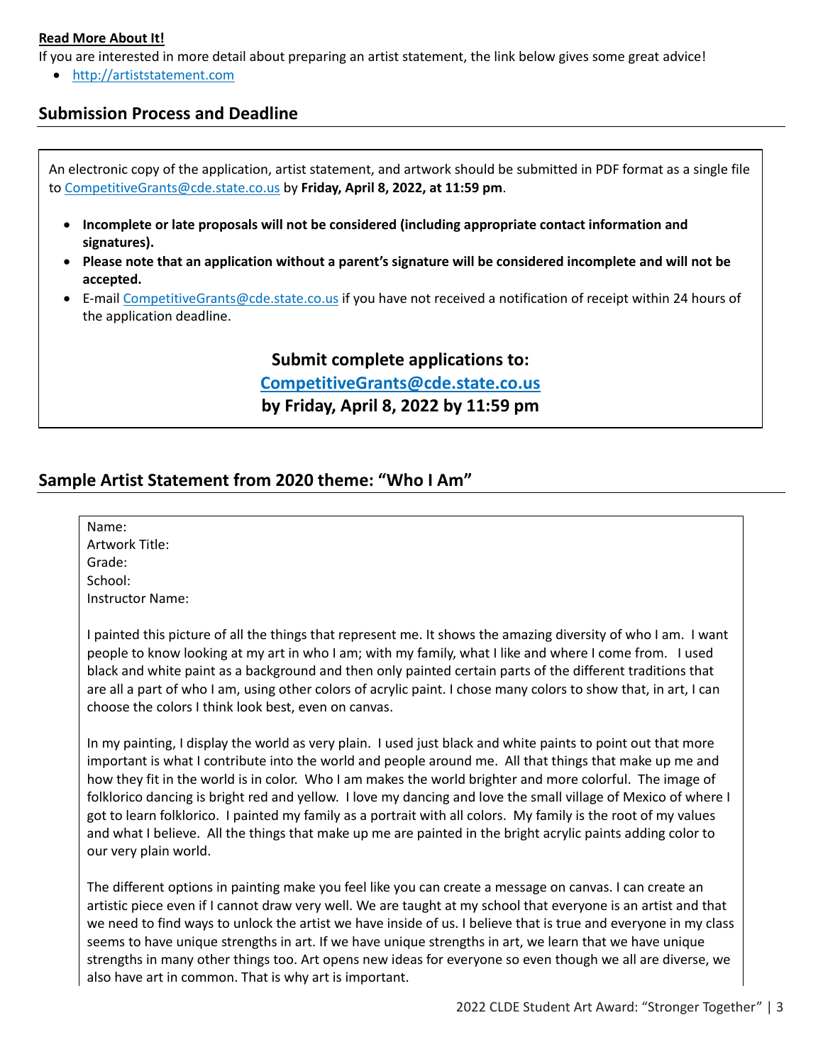**Read More About It!**

If you are interested in more detail about preparing an artist statement, the link below gives some great advice!

- http://artiststatement.com

## Submission Process and Deadline

An electronic copy of the application, artist statement, and artwork should be submitted in PDF format as a single file to CompetitiveGrants@cde.state.co.us by **Friday, April 8, 2022, at 11:59 pm**.

- **Incomplete or late proposals will not be considered (including appropriate contact information and signatures).**
- **Please note that an application without a parent's signature will be considered incomplete and will not be accepted.**
- E-mail CompetitiveGrants@cde.state.co.us if you have not received a notification of receipt within 24 hours of the application deadline.

**Submit complete applications to:**
**CompetitiveGrants@cde.state.co.us**
**by Friday, April 8, 2022 by 11:59 pm**

## Sample Artist Statement from 2020 theme: "Who I Am"

Name:
Artwork Title:
Grade:
School:
Instructor Name:

I painted this picture of all the things that represent me. It shows the amazing diversity of who I am. I want people to know looking at my art in who I am; with my family, what I like and where I come from. I used black and white paint as a background and then only painted certain parts of the different traditions that are all a part of who I am, using other colors of acrylic paint. I chose many colors to show that, in art, I can choose the colors I think look best, even on canvas.

In my painting, I display the world as very plain. I used just black and white paints to point out that more important is what I contribute into the world and people around me. All that things that make up me and how they fit in the world is in color. Who I am makes the world brighter and more colorful. The image of folklorico dancing is bright red and yellow. I love my dancing and love the small village of Mexico of where I got to learn folklorico. I painted my family as a portrait with all colors. My family is the root of my values and what I believe. All the things that make up me are painted in the bright acrylic paints adding color to our very plain world.

The different options in painting make you feel like you can create a message on canvas. I can create an artistic piece even if I cannot draw very well. We are taught at my school that everyone is an artist and that we need to find ways to unlock the artist we have inside of us. I believe that is true and everyone in my class seems to have unique strengths in art. If we have unique strengths in art, we learn that we have unique strengths in many other things too. Art opens new ideas for everyone so even though we all are diverse, we also have art in common. That is why art is important.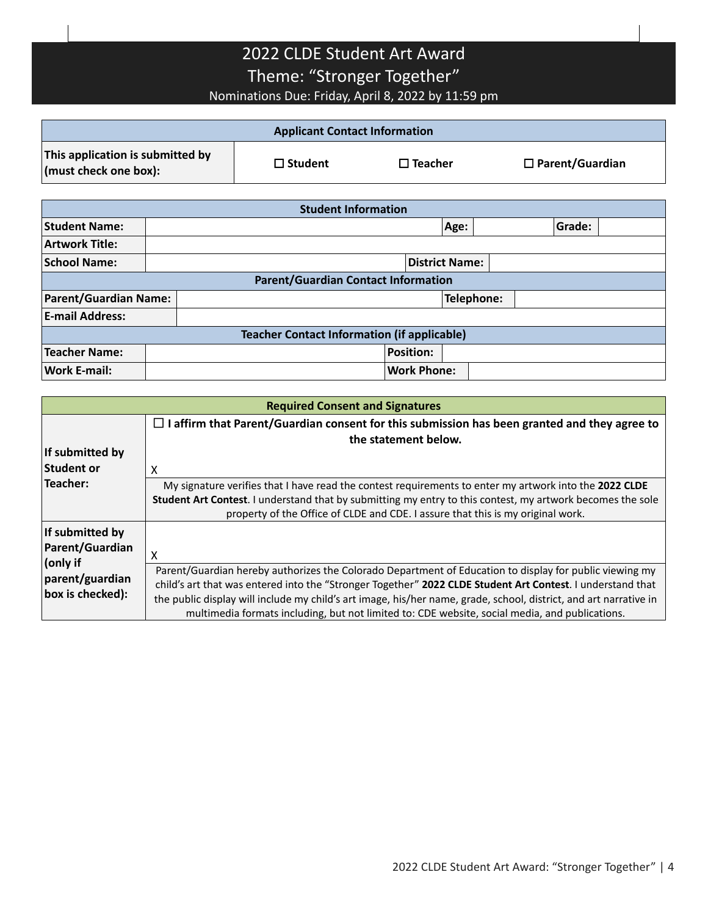# 2022 CLDE Student Art Award

## Theme: "Stronger Together"

Nominations Due: Friday, April 8, 2022 by 11:59 pm

| Applicant Contact Information | | | |
|---|---|---|---|
| **This application is submitted by (must check one box):** | ☐ **Student** | ☐ **Teacher** | ☐ **Parent/Guardian** |

| Student Information | | | | | |
|---|---|---|---|---|---|
| **Student Name:** | | **Age:** | | **Grade:** | |
| **Artwork Title:** | | | | | |
| **School Name:** | | **District Name:** | | | |
| **Parent/Guardian Contact Information** | | | | | |
| **Parent/Guardian Name:** | | **Telephone:** | | | |
| **E-mail Address:** | | | | | |
| **Teacher Contact Information (if applicable)** | | | | | |
| **Teacher Name:** | | **Position:** | | | |
| **Work E-mail:** | | **Work Phone:** | | | |

| Required Consent and Signatures | |
|---|---|
| **If submitted by Student or Teacher:** | ☐ **I affirm that Parent/Guardian consent for this submission has been granted and they agree to the statement below.**<br><br>X |
| | My signature verifies that I have read the contest requirements to enter my artwork into the **2022 CLDE Student Art Contest**. I understand that by submitting my entry to this contest, my artwork becomes the sole property of the Office of CLDE and CDE. I assure that this is my original work. |
| **If submitted by Parent/Guardian (only if parent/guardian box is checked):** | X |
| | Parent/Guardian hereby authorizes the Colorado Department of Education to display for public viewing my child's art that was entered into the "Stronger Together" **2022 CLDE Student Art Contest**. I understand that the public display will include my child's art image, his/her name, grade, school, district, and art narrative in multimedia formats including, but not limited to: CDE website, social media, and publications. |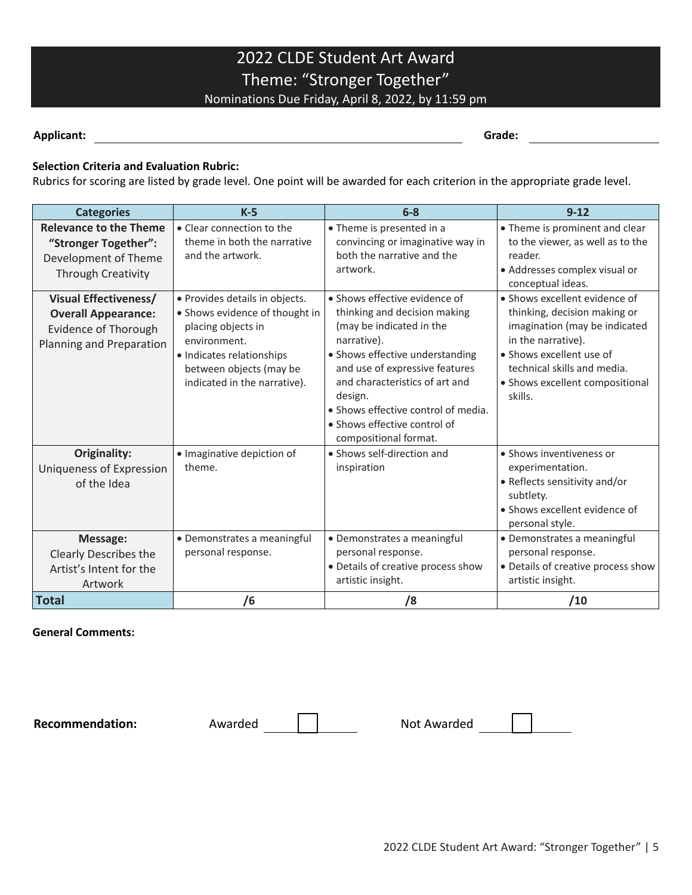# 2022 CLDE Student Art Award

## Theme: "Stronger Together"

Nominations Due Friday, April 8, 2022, by 11:59 pm

**Applicant:** ______________________________ **Grade:** ______________

**Selection Criteria and Evaluation Rubric:**

Rubrics for scoring are listed by grade level. One point will be awarded for each criterion in the appropriate grade level.

| Categories | K-5 | 6-8 | 9-12 |
|---|---|---|---|
| **Relevance to the Theme "Stronger Together":** Development of Theme Through Creativity | • Clear connection to the theme in both the narrative and the artwork. | • Theme is presented in a convincing or imaginative way in both the narrative and the artwork. | • Theme is prominent and clear to the viewer, as well as to the reader.<br>• Addresses complex visual or conceptual ideas. |
| **Visual Effectiveness/ Overall Appearance:** Evidence of Thorough Planning and Preparation | • Provides details in objects.<br>• Shows evidence of thought in placing objects in environment.<br>• Indicates relationships between objects (may be indicated in the narrative). | • Shows effective evidence of thinking and decision making (may be indicated in the narrative).<br>• Shows effective understanding and use of expressive features and characteristics of art and design.<br>• Shows effective control of media.<br>• Shows effective control of compositional format. | • Shows excellent evidence of thinking, decision making or imagination (may be indicated in the narrative).<br>• Shows excellent use of technical skills and media.<br>• Shows excellent compositional skills. |
| **Originality:** Uniqueness of Expression of the Idea | • Imaginative depiction of theme. | • Shows self-direction and inspiration | • Shows inventiveness or experimentation.<br>• Reflects sensitivity and/or subtlety.<br>• Shows excellent evidence of personal style. |
| **Message:** Clearly Describes the Artist's Intent for the Artwork | • Demonstrates a meaningful personal response. | • Demonstrates a meaningful personal response.<br>• Details of creative process show artistic insight. | • Demonstrates a meaningful personal response.<br>• Details of creative process show artistic insight. |
| **Total** | **/6** | **/8** | **/10** |

**General Comments:**

**Recommendation:** Awarded ☐ Not Awarded ☐